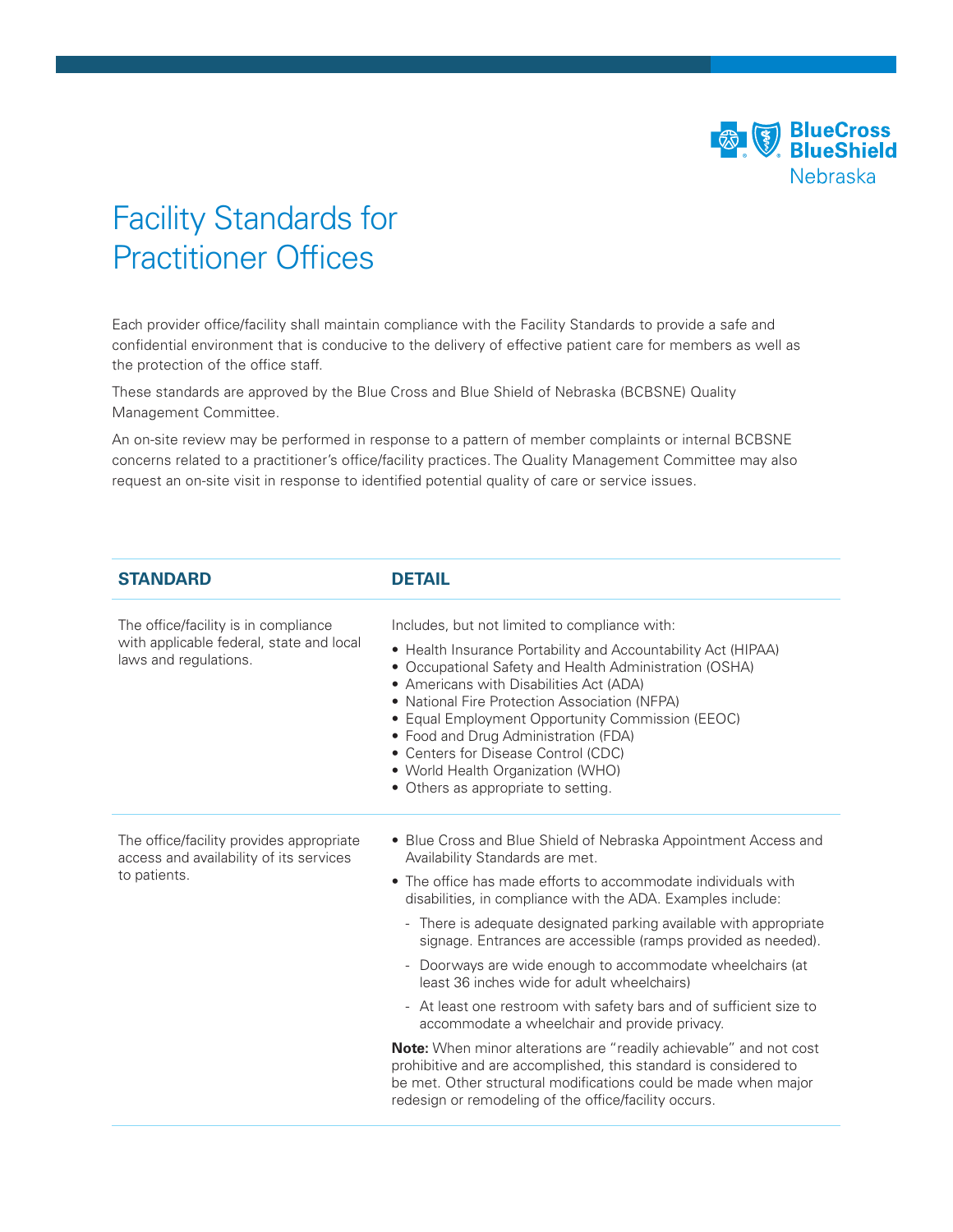# Facility Standards for Practitioner Offices

Each provider office/facility shall maintain compliance with the Facility Standards to provide a safe and confidential environment that is conducive to the delivery of effective patient care for members as well as the protection of the office staff.

These standards are approved by the Blue Cross and Blue Shield of Nebraska (BCBSNE) Quality Management Committee.

An on-site review may be performed in response to a pattern of member complaints or internal BCBSNE concerns related to a practitioner's office/facility practices. The Quality Management Committee may also request an on-site visit in response to identified potential quality of care or service issues.

| STANDARD | DETAIL |
|---|---|
| The office/facility is in compliance with applicable federal, state and local laws and regulations. | Includes, but not limited to compliance with:<br>• Health Insurance Portability and Accountability Act (HIPAA)<br>• Occupational Safety and Health Administration (OSHA)<br>• Americans with Disabilities Act (ADA)<br>• National Fire Protection Association (NFPA)<br>• Equal Employment Opportunity Commission (EEOC)<br>• Food and Drug Administration (FDA)<br>• Centers for Disease Control (CDC)<br>• World Health Organization (WHO)<br>• Others as appropriate to setting. |
| The office/facility provides appropriate access and availability of its services to patients. | • Blue Cross and Blue Shield of Nebraska Appointment Access and Availability Standards are met.<br>• The office has made efforts to accommodate individuals with disabilities, in compliance with the ADA. Examples include:<br>- There is adequate designated parking available with appropriate signage. Entrances are accessible (ramps provided as needed).<br>- Doorways are wide enough to accommodate wheelchairs (at least 36 inches wide for adult wheelchairs)<br>- At least one restroom with safety bars and of sufficient size to accommodate a wheelchair and provide privacy.<br>**Note:** When minor alterations are "readily achievable" and not cost prohibitive and are accomplished, this standard is considered to be met. Other structural modifications could be made when major redesign or remodeling of the office/facility occurs. |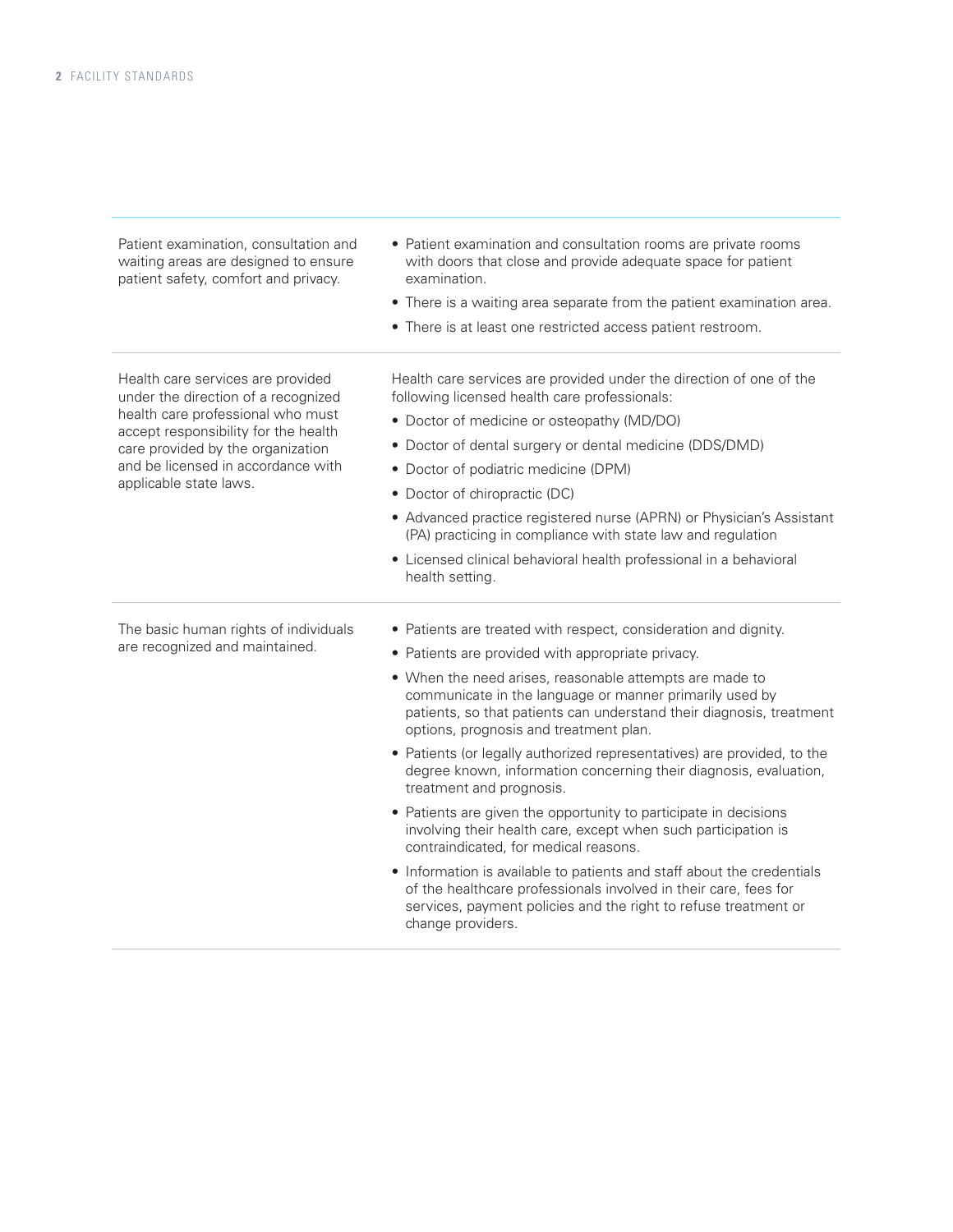| Standard | Requirements |
|---|---|
| Patient examination, consultation and waiting areas are designed to ensure patient safety, comfort and privacy. | • Patient examination and consultation rooms are private rooms with doors that close and provide adequate space for patient examination.<br>• There is a waiting area separate from the patient examination area.<br>• There is at least one restricted access patient restroom. |
| Health care services are provided under the direction of a recognized health care professional who must accept responsibility for the health care provided by the organization and be licensed in accordance with applicable state laws. | Health care services are provided under the direction of one of the following licensed health care professionals:<br>• Doctor of medicine or osteopathy (MD/DO)<br>• Doctor of dental surgery or dental medicine (DDS/DMD)<br>• Doctor of podiatric medicine (DPM)<br>• Doctor of chiropractic (DC)<br>• Advanced practice registered nurse (APRN) or Physician's Assistant (PA) practicing in compliance with state law and regulation<br>• Licensed clinical behavioral health professional in a behavioral health setting. |
| The basic human rights of individuals are recognized and maintained. | • Patients are treated with respect, consideration and dignity.<br>• Patients are provided with appropriate privacy.<br>• When the need arises, reasonable attempts are made to communicate in the language or manner primarily used by patients, so that patients can understand their diagnosis, treatment options, prognosis and treatment plan.<br>• Patients (or legally authorized representatives) are provided, to the degree known, information concerning their diagnosis, evaluation, treatment and prognosis.<br>• Patients are given the opportunity to participate in decisions involving their health care, except when such participation is contraindicated, for medical reasons.<br>• Information is available to patients and staff about the credentials of the healthcare professionals involved in their care, fees for services, payment policies and the right to refuse treatment or change providers. |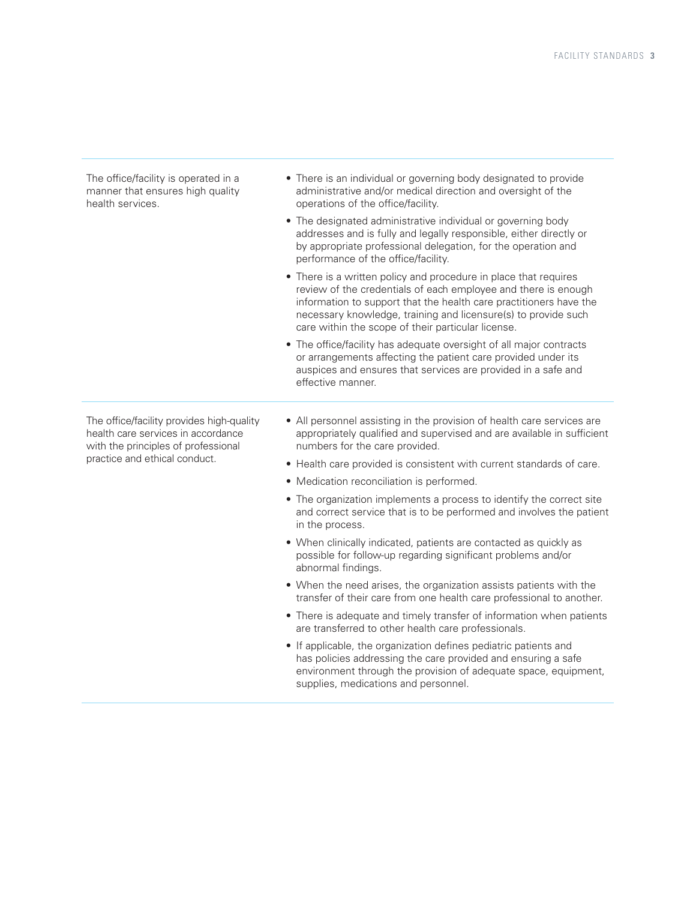| | |
|---|---|
| The office/facility is operated in a manner that ensures high quality health services. | • There is an individual or governing body designated to provide administrative and/or medical direction and oversight of the operations of the office/facility.<br>• The designated administrative individual or governing body addresses and is fully and legally responsible, either directly or by appropriate professional delegation, for the operation and performance of the office/facility.<br>• There is a written policy and procedure in place that requires review of the credentials of each employee and there is enough information to support that the health care practitioners have the necessary knowledge, training and licensure(s) to provide such care within the scope of their particular license.<br>• The office/facility has adequate oversight of all major contracts or arrangements affecting the patient care provided under its auspices and ensures that services are provided in a safe and effective manner. |
| The office/facility provides high-quality health care services in accordance with the principles of professional practice and ethical conduct. | • All personnel assisting in the provision of health care services are appropriately qualified and supervised and are available in sufficient numbers for the care provided.<br>• Health care provided is consistent with current standards of care.<br>• Medication reconciliation is performed.<br>• The organization implements a process to identify the correct site and correct service that is to be performed and involves the patient in the process.<br>• When clinically indicated, patients are contacted as quickly as possible for follow-up regarding significant problems and/or abnormal findings.<br>• When the need arises, the organization assists patients with the transfer of their care from one health care professional to another.<br>• There is adequate and timely transfer of information when patients are transferred to other health care professionals.<br>• If applicable, the organization defines pediatric patients and has policies addressing the care provided and ensuring a safe environment through the provision of adequate space, equipment, supplies, medications and personnel. |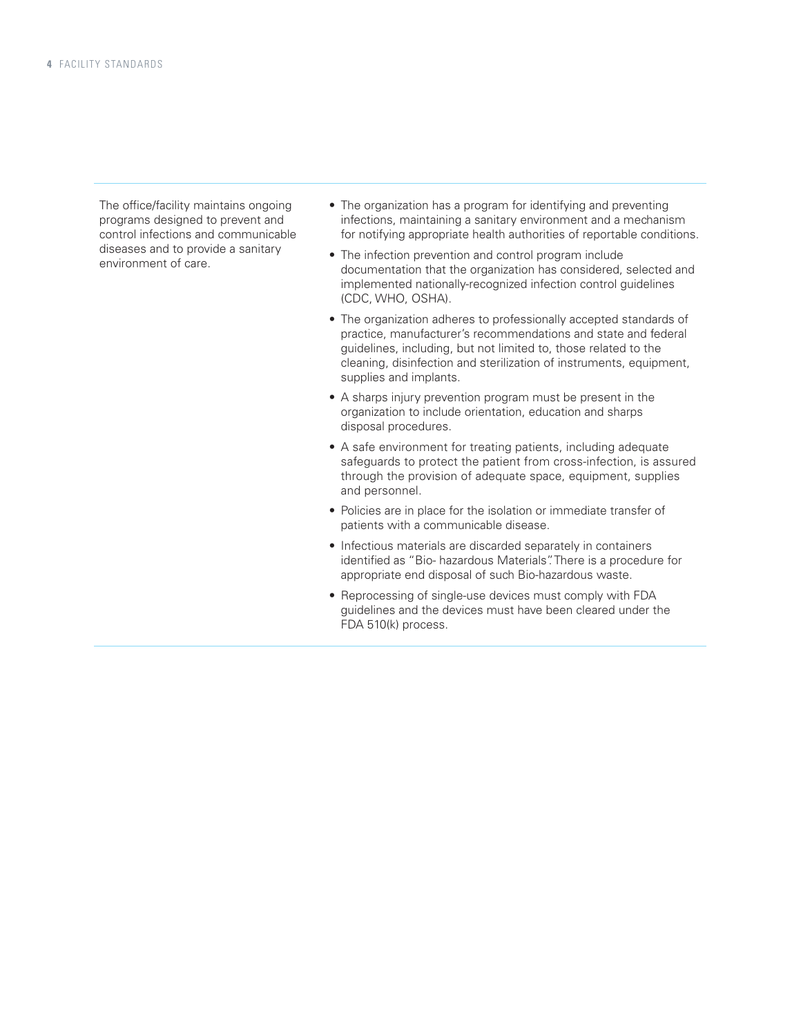| | |
|---|---|
| The office/facility maintains ongoing programs designed to prevent and control infections and communicable diseases and to provide a sanitary environment of care. | • The organization has a program for identifying and preventing infections, maintaining a sanitary environment and a mechanism for notifying appropriate health authorities of reportable conditions.<br>• The infection prevention and control program include documentation that the organization has considered, selected and implemented nationally-recognized infection control guidelines (CDC, WHO, OSHA).<br>• The organization adheres to professionally accepted standards of practice, manufacturer's recommendations and state and federal guidelines, including, but not limited to, those related to the cleaning, disinfection and sterilization of instruments, equipment, supplies and implants.<br>• A sharps injury prevention program must be present in the organization to include orientation, education and sharps disposal procedures.<br>• A safe environment for treating patients, including adequate safeguards to protect the patient from cross-infection, is assured through the provision of adequate space, equipment, supplies and personnel.<br>• Policies are in place for the isolation or immediate transfer of patients with a communicable disease.<br>• Infectious materials are discarded separately in containers identified as "Bio- hazardous Materials". There is a procedure for appropriate end disposal of such Bio-hazardous waste.<br>• Reprocessing of single-use devices must comply with FDA guidelines and the devices must have been cleared under the FDA 510(k) process. |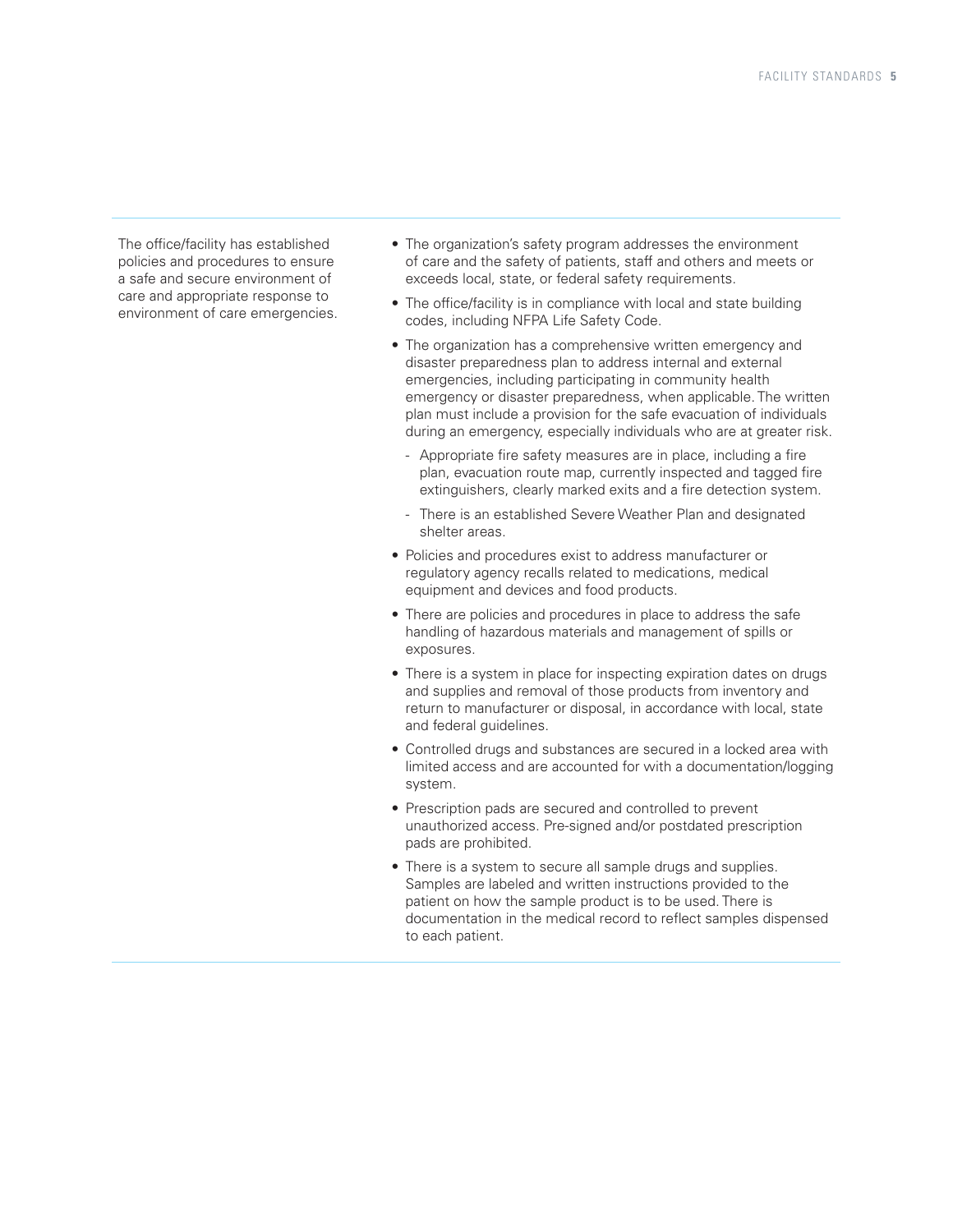The office/facility has established policies and procedures to ensure a safe and secure environment of care and appropriate response to environment of care emergencies.

- The organization's safety program addresses the environment of care and the safety of patients, staff and others and meets or exceeds local, state, or federal safety requirements.
- The office/facility is in compliance with local and state building codes, including NFPA Life Safety Code.
- The organization has a comprehensive written emergency and disaster preparedness plan to address internal and external emergencies, including participating in community health emergency or disaster preparedness, when applicable. The written plan must include a provision for the safe evacuation of individuals during an emergency, especially individuals who are at greater risk.
  - Appropriate fire safety measures are in place, including a fire plan, evacuation route map, currently inspected and tagged fire extinguishers, clearly marked exits and a fire detection system.
  - There is an established Severe Weather Plan and designated shelter areas.
- Policies and procedures exist to address manufacturer or regulatory agency recalls related to medications, medical equipment and devices and food products.
- There are policies and procedures in place to address the safe handling of hazardous materials and management of spills or exposures.
- There is a system in place for inspecting expiration dates on drugs and supplies and removal of those products from inventory and return to manufacturer or disposal, in accordance with local, state and federal guidelines.
- Controlled drugs and substances are secured in a locked area with limited access and are accounted for with a documentation/logging system.
- Prescription pads are secured and controlled to prevent unauthorized access. Pre-signed and/or postdated prescription pads are prohibited.
- There is a system to secure all sample drugs and supplies. Samples are labeled and written instructions provided to the patient on how the sample product is to be used. There is documentation in the medical record to reflect samples dispensed to each patient.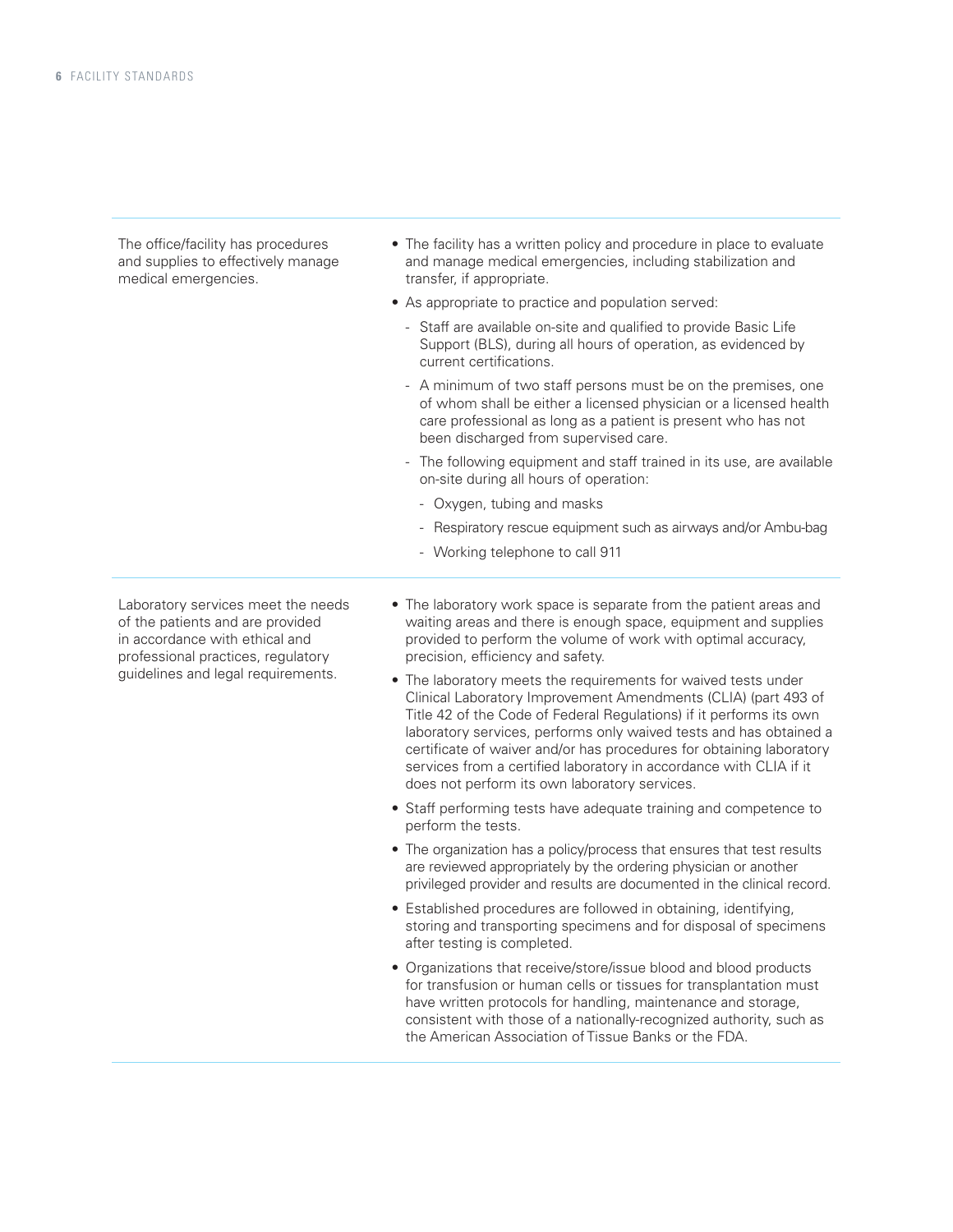| | |
|---|---|
| The office/facility has procedures and supplies to effectively manage medical emergencies. | • The facility has a written policy and procedure in place to evaluate and manage medical emergencies, including stabilization and transfer, if appropriate.<br>• As appropriate to practice and population served:<br>- Staff are available on-site and qualified to provide Basic Life Support (BLS), during all hours of operation, as evidenced by current certifications.<br>- A minimum of two staff persons must be on the premises, one of whom shall be either a licensed physician or a licensed health care professional as long as a patient is present who has not been discharged from supervised care.<br>- The following equipment and staff trained in its use, are available on-site during all hours of operation:<br>&nbsp;&nbsp;- Oxygen, tubing and masks<br>&nbsp;&nbsp;- Respiratory rescue equipment such as airways and/or Ambu-bag<br>&nbsp;&nbsp;- Working telephone to call 911 |
| Laboratory services meet the needs of the patients and are provided in accordance with ethical and professional practices, regulatory guidelines and legal requirements. | • The laboratory work space is separate from the patient areas and waiting areas and there is enough space, equipment and supplies provided to perform the volume of work with optimal accuracy, precision, efficiency and safety.<br>• The laboratory meets the requirements for waived tests under Clinical Laboratory Improvement Amendments (CLIA) (part 493 of Title 42 of the Code of Federal Regulations) if it performs its own laboratory services, performs only waived tests and has obtained a certificate of waiver and/or has procedures for obtaining laboratory services from a certified laboratory in accordance with CLIA if it does not perform its own laboratory services.<br>• Staff performing tests have adequate training and competence to perform the tests.<br>• The organization has a policy/process that ensures that test results are reviewed appropriately by the ordering physician or another privileged provider and results are documented in the clinical record.<br>• Established procedures are followed in obtaining, identifying, storing and transporting specimens and for disposal of specimens after testing is completed.<br>• Organizations that receive/store/issue blood and blood products for transfusion or human cells or tissues for transplantation must have written protocols for handling, maintenance and storage, consistent with those of a nationally-recognized authority, such as the American Association of Tissue Banks or the FDA. |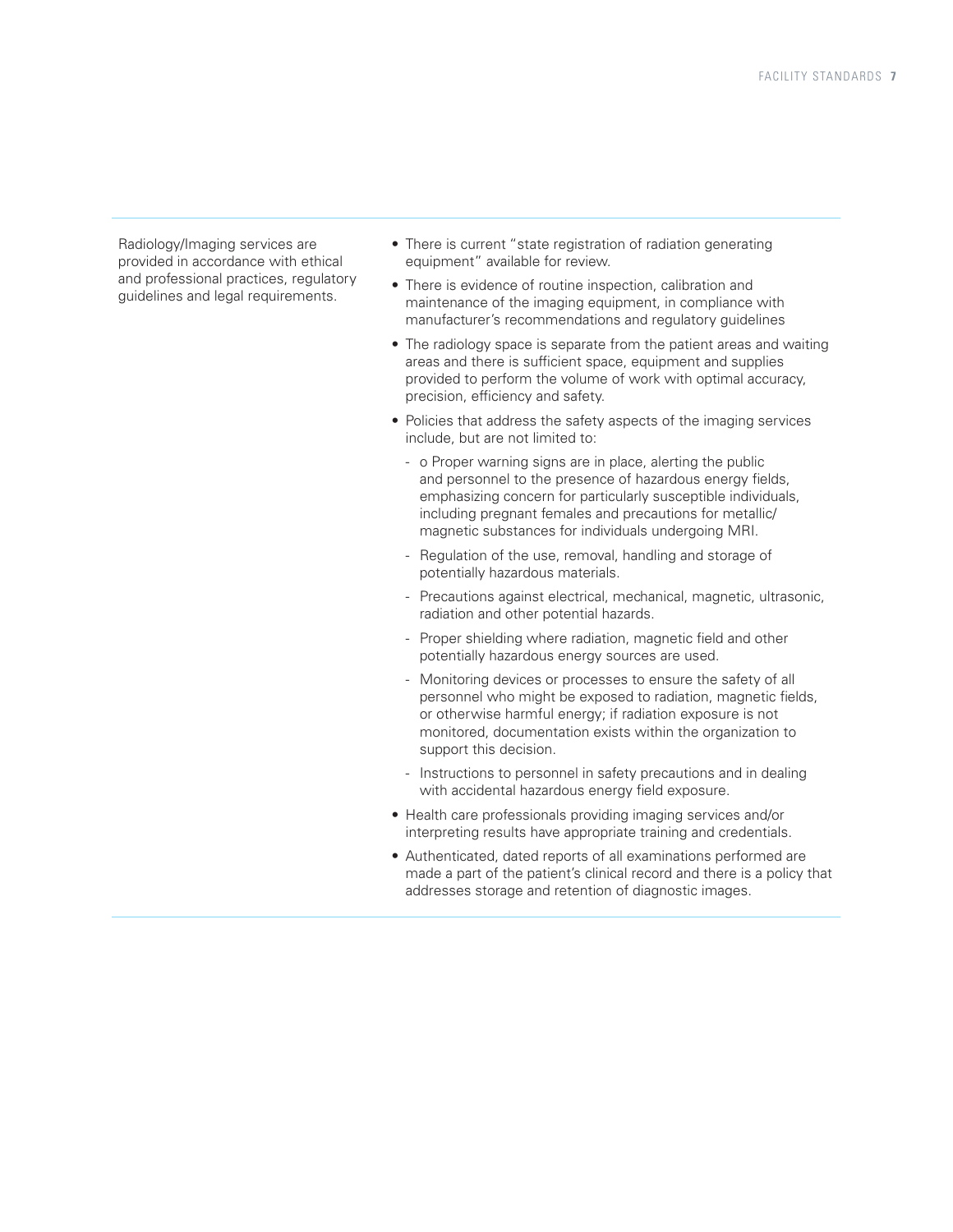Radiology/Imaging services are provided in accordance with ethical and professional practices, regulatory guidelines and legal requirements.

- There is current "state registration of radiation generating equipment" available for review.
- There is evidence of routine inspection, calibration and maintenance of the imaging equipment, in compliance with manufacturer's recommendations and regulatory guidelines
- The radiology space is separate from the patient areas and waiting areas and there is sufficient space, equipment and supplies provided to perform the volume of work with optimal accuracy, precision, efficiency and safety.
- Policies that address the safety aspects of the imaging services include, but are not limited to:
  - o Proper warning signs are in place, alerting the public and personnel to the presence of hazardous energy fields, emphasizing concern for particularly susceptible individuals, including pregnant females and precautions for metallic/ magnetic substances for individuals undergoing MRI.
  - Regulation of the use, removal, handling and storage of potentially hazardous materials.
  - Precautions against electrical, mechanical, magnetic, ultrasonic, radiation and other potential hazards.
  - Proper shielding where radiation, magnetic field and other potentially hazardous energy sources are used.
  - Monitoring devices or processes to ensure the safety of all personnel who might be exposed to radiation, magnetic fields, or otherwise harmful energy; if radiation exposure is not monitored, documentation exists within the organization to support this decision.
  - Instructions to personnel in safety precautions and in dealing with accidental hazardous energy field exposure.
- Health care professionals providing imaging services and/or interpreting results have appropriate training and credentials.
- Authenticated, dated reports of all examinations performed are made a part of the patient's clinical record and there is a policy that addresses storage and retention of diagnostic images.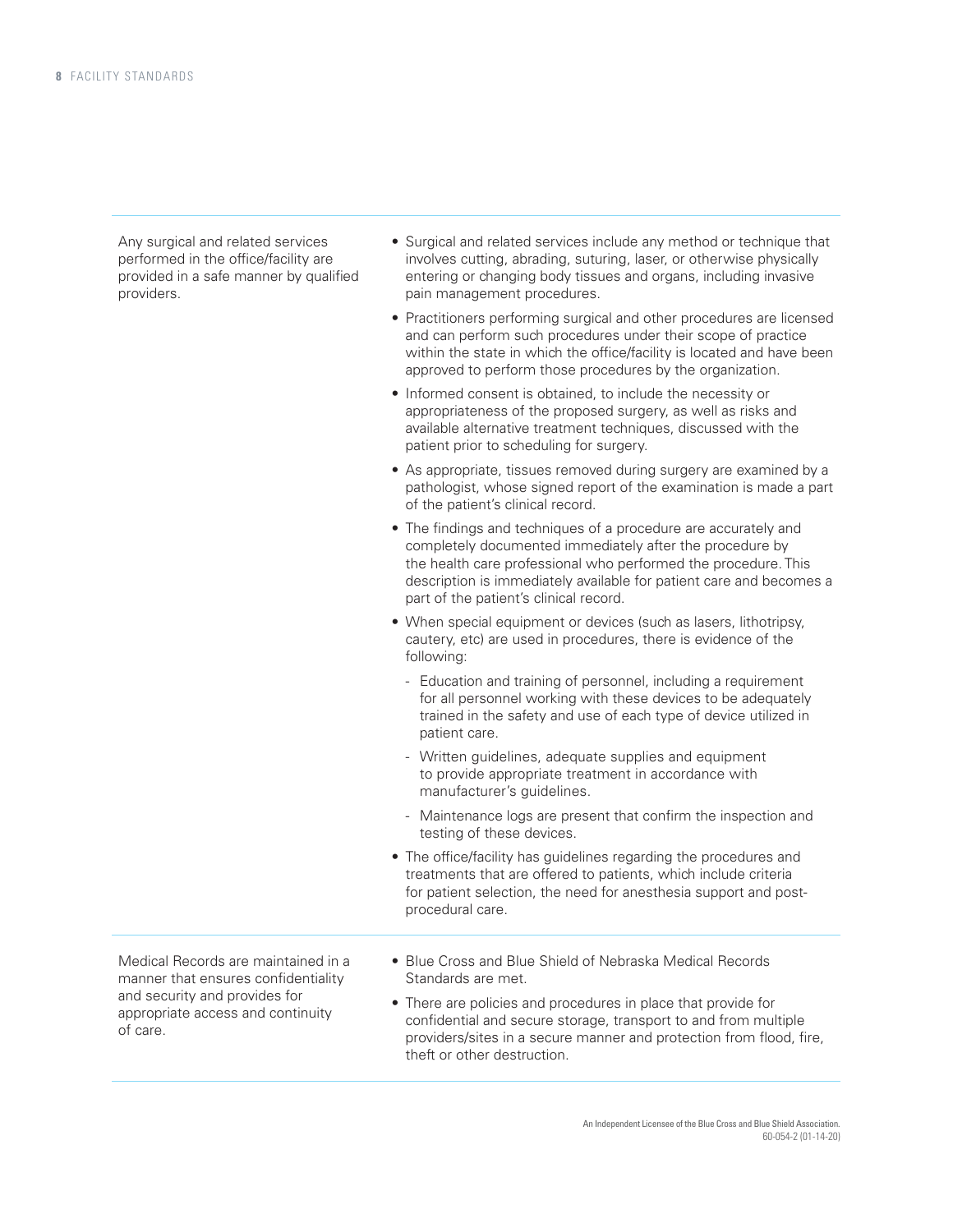| | |
|---|---|
| Any surgical and related services performed in the office/facility are provided in a safe manner by qualified providers. | • Surgical and related services include any method or technique that involves cutting, abrading, suturing, laser, or otherwise physically entering or changing body tissues and organs, including invasive pain management procedures.<br>• Practitioners performing surgical and other procedures are licensed and can perform such procedures under their scope of practice within the state in which the office/facility is located and have been approved to perform those procedures by the organization.<br>• Informed consent is obtained, to include the necessity or appropriateness of the proposed surgery, as well as risks and available alternative treatment techniques, discussed with the patient prior to scheduling for surgery.<br>• As appropriate, tissues removed during surgery are examined by a pathologist, whose signed report of the examination is made a part of the patient's clinical record.<br>• The findings and techniques of a procedure are accurately and completely documented immediately after the procedure by the health care professional who performed the procedure. This description is immediately available for patient care and becomes a part of the patient's clinical record.<br>• When special equipment or devices (such as lasers, lithotripsy, cautery, etc) are used in procedures, there is evidence of the following:<br>- Education and training of personnel, including a requirement for all personnel working with these devices to be adequately trained in the safety and use of each type of device utilized in patient care.<br>- Written guidelines, adequate supplies and equipment to provide appropriate treatment in accordance with manufacturer's guidelines.<br>- Maintenance logs are present that confirm the inspection and testing of these devices.<br>• The office/facility has guidelines regarding the procedures and treatments that are offered to patients, which include criteria for patient selection, the need for anesthesia support and post-procedural care. |
| Medical Records are maintained in a manner that ensures confidentiality and security and provides for appropriate access and continuity of care. | • Blue Cross and Blue Shield of Nebraska Medical Records Standards are met.<br>• There are policies and procedures in place that provide for confidential and secure storage, transport to and from multiple providers/sites in a secure manner and protection from flood, fire, theft or other destruction. |